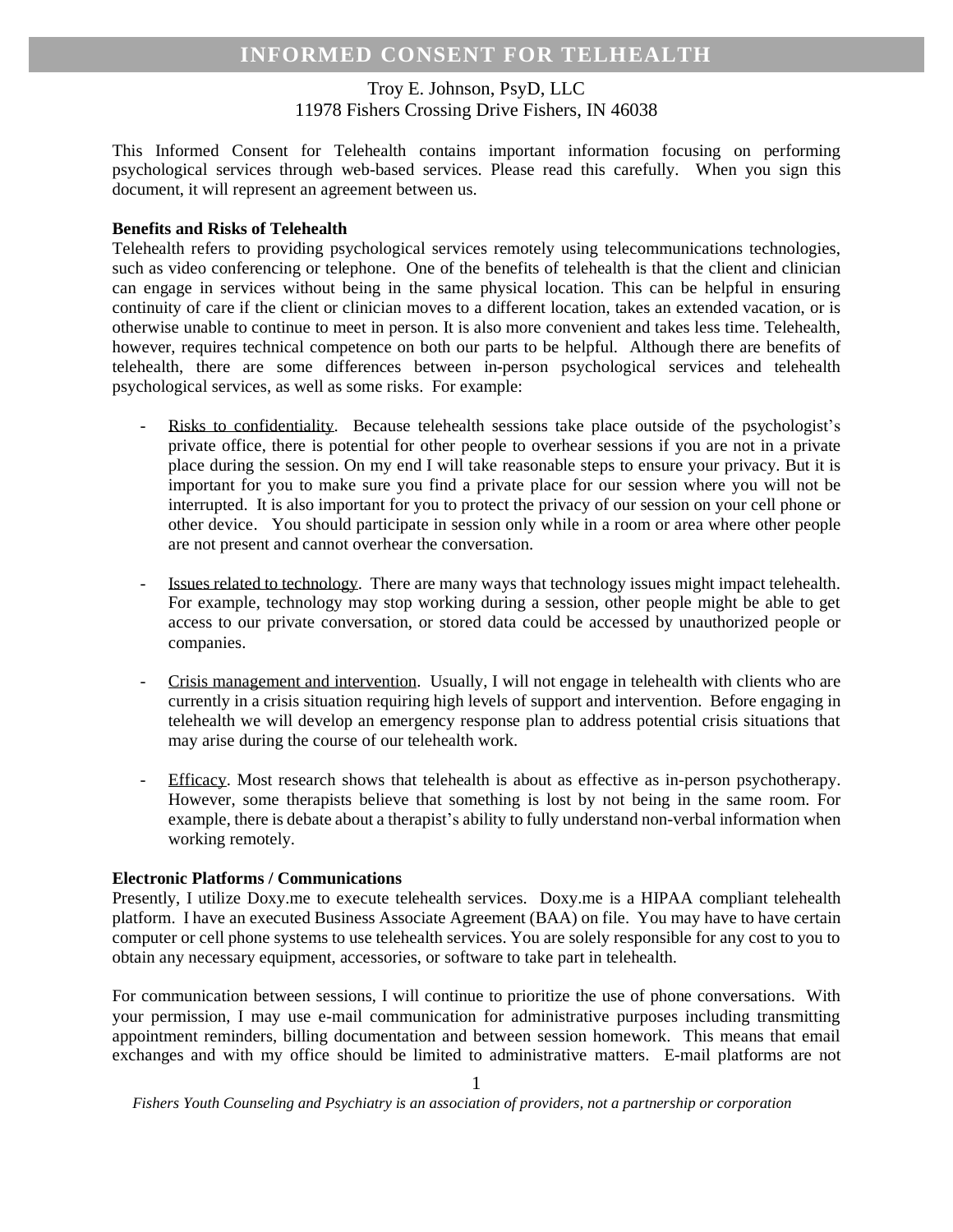# INFORMED CONSENT FOR TELHEALTH

Troy E. Johnson, PsyD, LLC
11978 Fishers Crossing Drive Fishers, IN 46038

This Informed Consent for Telehealth contains important information focusing on performing psychological services through web-based services. Please read this carefully. When you sign this document, it will represent an agreement between us.

**Benefits and Risks of Telehealth**

Telehealth refers to providing psychological services remotely using telecommunications technologies, such as video conferencing or telephone. One of the benefits of telehealth is that the client and clinician can engage in services without being in the same physical location. This can be helpful in ensuring continuity of care if the client or clinician moves to a different location, takes an extended vacation, or is otherwise unable to continue to meet in person. It is also more convenient and takes less time. Telehealth, however, requires technical competence on both our parts to be helpful. Although there are benefits of telehealth, there are some differences between in-person psychological services and telehealth psychological services, as well as some risks. For example:

- Risks to confidentiality. Because telehealth sessions take place outside of the psychologist's private office, there is potential for other people to overhear sessions if you are not in a private place during the session. On my end I will take reasonable steps to ensure your privacy. But it is important for you to make sure you find a private place for our session where you will not be interrupted. It is also important for you to protect the privacy of our session on your cell phone or other device. You should participate in session only while in a room or area where other people are not present and cannot overhear the conversation.

- Issues related to technology. There are many ways that technology issues might impact telehealth. For example, technology may stop working during a session, other people might be able to get access to our private conversation, or stored data could be accessed by unauthorized people or companies.

- Crisis management and intervention. Usually, I will not engage in telehealth with clients who are currently in a crisis situation requiring high levels of support and intervention. Before engaging in telehealth we will develop an emergency response plan to address potential crisis situations that may arise during the course of our telehealth work.

- Efficacy. Most research shows that telehealth is about as effective as in-person psychotherapy. However, some therapists believe that something is lost by not being in the same room. For example, there is debate about a therapist's ability to fully understand non-verbal information when working remotely.

**Electronic Platforms / Communications**

Presently, I utilize Doxy.me to execute telehealth services. Doxy.me is a HIPAA compliant telehealth platform. I have an executed Business Associate Agreement (BAA) on file. You may have to have certain computer or cell phone systems to use telehealth services. You are solely responsible for any cost to you to obtain any necessary equipment, accessories, or software to take part in telehealth.

For communication between sessions, I will continue to prioritize the use of phone conversations. With your permission, I may use e-mail communication for administrative purposes including transmitting appointment reminders, billing documentation and between session homework. This means that email exchanges and with my office should be limited to administrative matters. E-mail platforms are not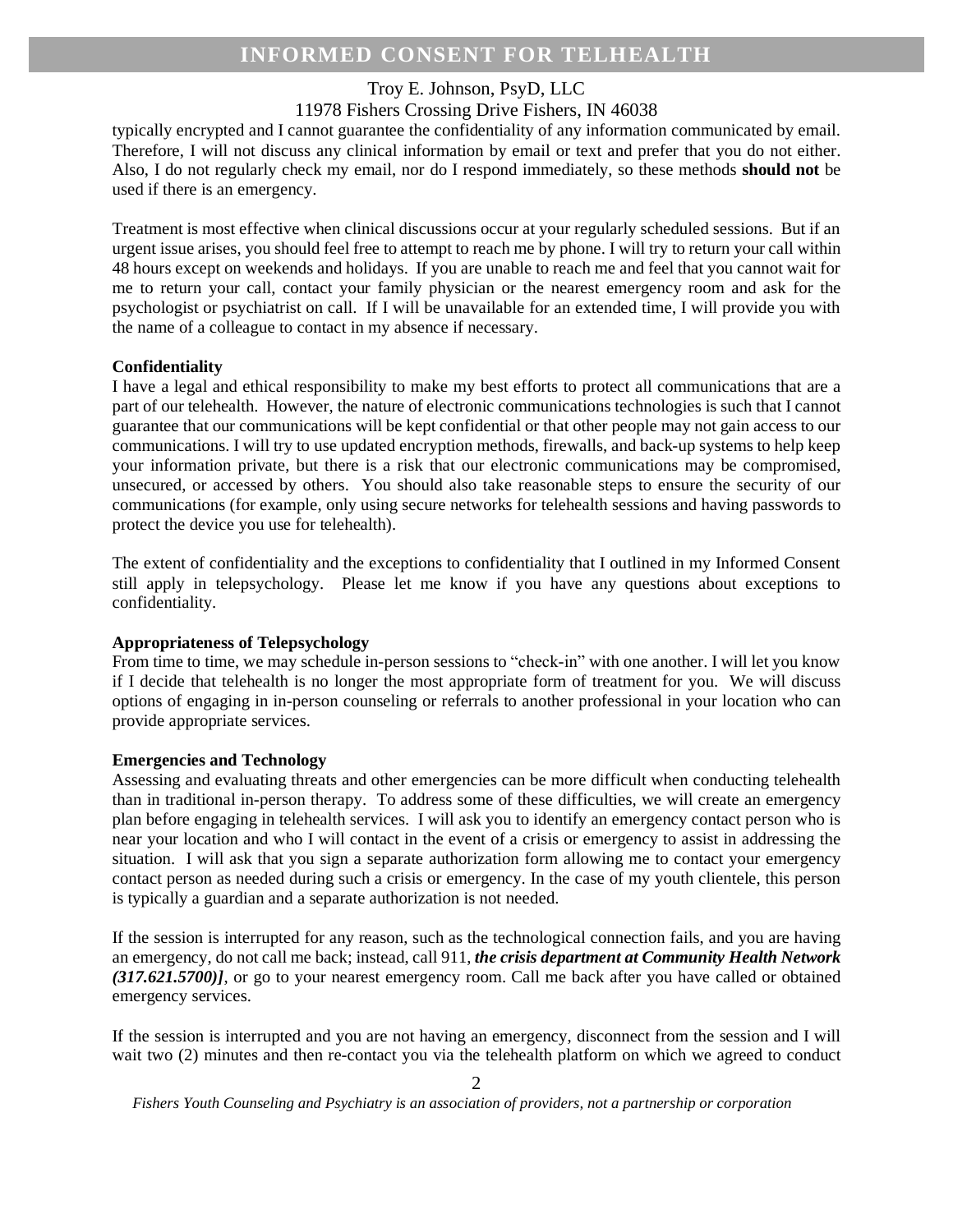typically encrypted and I cannot guarantee the confidentiality of any information communicated by email. Therefore, I will not discuss any clinical information by email or text and prefer that you do not either. Also, I do not regularly check my email, nor do I respond immediately, so these methods **should not** be used if there is an emergency.

Treatment is most effective when clinical discussions occur at your regularly scheduled sessions. But if an urgent issue arises, you should feel free to attempt to reach me by phone. I will try to return your call within 48 hours except on weekends and holidays. If you are unable to reach me and feel that you cannot wait for me to return your call, contact your family physician or the nearest emergency room and ask for the psychologist or psychiatrist on call. If I will be unavailable for an extended time, I will provide you with the name of a colleague to contact in my absence if necessary.

**Confidentiality**

I have a legal and ethical responsibility to make my best efforts to protect all communications that are a part of our telehealth. However, the nature of electronic communications technologies is such that I cannot guarantee that our communications will be kept confidential or that other people may not gain access to our communications. I will try to use updated encryption methods, firewalls, and back-up systems to help keep your information private, but there is a risk that our electronic communications may be compromised, unsecured, or accessed by others. You should also take reasonable steps to ensure the security of our communications (for example, only using secure networks for telehealth sessions and having passwords to protect the device you use for telehealth).

The extent of confidentiality and the exceptions to confidentiality that I outlined in my Informed Consent still apply in telepsychology. Please let me know if you have any questions about exceptions to confidentiality.

**Appropriateness of Telepsychology**

From time to time, we may schedule in-person sessions to "check-in" with one another. I will let you know if I decide that telehealth is no longer the most appropriate form of treatment for you. We will discuss options of engaging in in-person counseling or referrals to another professional in your location who can provide appropriate services.

**Emergencies and Technology**

Assessing and evaluating threats and other emergencies can be more difficult when conducting telehealth than in traditional in-person therapy. To address some of these difficulties, we will create an emergency plan before engaging in telehealth services. I will ask you to identify an emergency contact person who is near your location and who I will contact in the event of a crisis or emergency to assist in addressing the situation. I will ask that you sign a separate authorization form allowing me to contact your emergency contact person as needed during such a crisis or emergency. In the case of my youth clientele, this person is typically a guardian and a separate authorization is not needed.

If the session is interrupted for any reason, such as the technological connection fails, and you are having an emergency, do not call me back; instead, call 911, ***the crisis department at Community Health Network (317.621.5700)]***, or go to your nearest emergency room. Call me back after you have called or obtained emergency services.

If the session is interrupted and you are not having an emergency, disconnect from the session and I will wait two (2) minutes and then re-contact you via the telehealth platform on which we agreed to conduct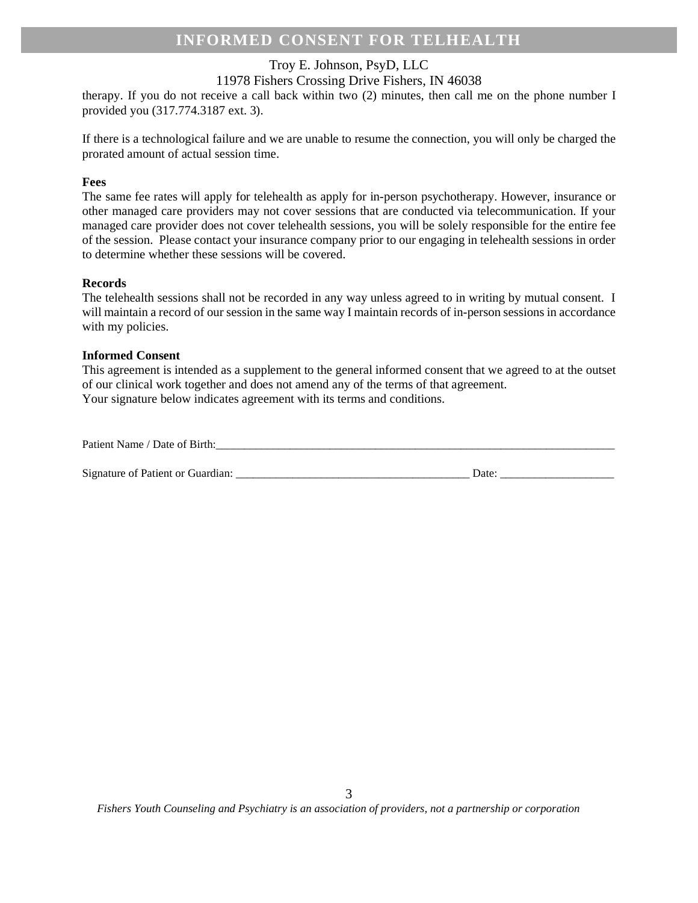therapy. If you do not receive a call back within two (2) minutes, then call me on the phone number I provided you (317.774.3187 ext. 3).

If there is a technological failure and we are unable to resume the connection, you will only be charged the prorated amount of actual session time.

**Fees**

The same fee rates will apply for telehealth as apply for in-person psychotherapy. However, insurance or other managed care providers may not cover sessions that are conducted via telecommunication. If your managed care provider does not cover telehealth sessions, you will be solely responsible for the entire fee of the session. Please contact your insurance company prior to our engaging in telehealth sessions in order to determine whether these sessions will be covered.

**Records**

The telehealth sessions shall not be recorded in any way unless agreed to in writing by mutual consent. I will maintain a record of our session in the same way I maintain records of in-person sessions in accordance with my policies.

**Informed Consent**

This agreement is intended as a supplement to the general informed consent that we agreed to at the outset of our clinical work together and does not amend any of the terms of that agreement.
Your signature below indicates agreement with its terms and conditions.

Patient Name / Date of Birth:___________________________________________________________________________

Signature of Patient or Guardian: __________________________________________ Date: ____________________

*Fishers Youth Counseling and Psychiatry is an association of providers, not a partnership or corporation*